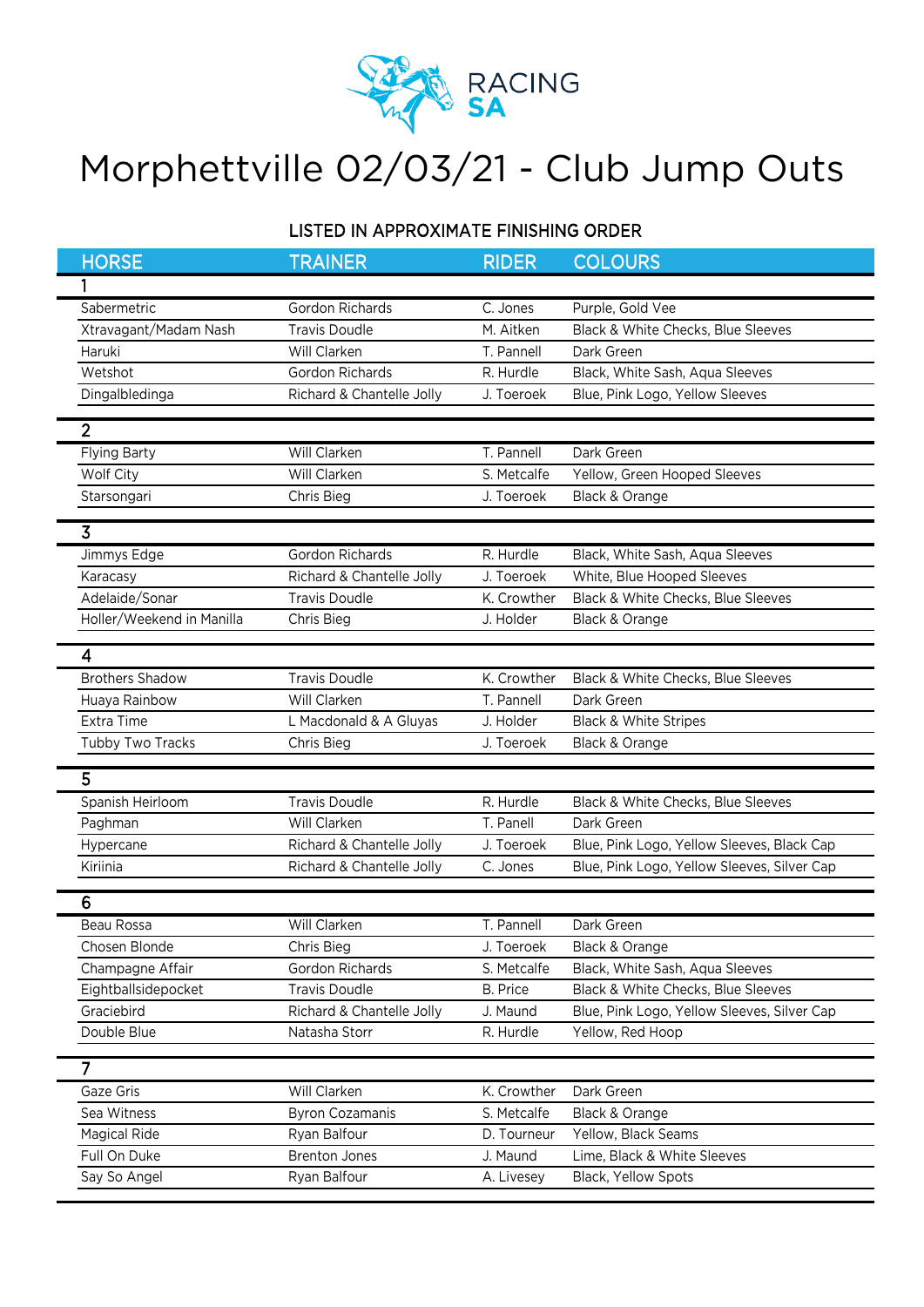RACING SA

# Morphettville 02/03/21 - Club Jump Outs

LISTED IN APPROXIMATE FINISHING ORDER

| HORSE | TRAINER | RIDER | COLOURS |
|---|---|---|---|
| 1 | | | |
| Sabermetric | Gordon Richards | C. Jones | Purple, Gold Vee |
| Xtravagant/Madam Nash | Travis Doudle | M. Aitken | Black & White Checks, Blue Sleeves |
| Haruki | Will Clarken | T. Pannell | Dark Green |
| Wetshot | Gordon Richards | R. Hurdle | Black, White Sash, Aqua Sleeves |
| Dingalbledinga | Richard & Chantelle Jolly | J. Toeroek | Blue, Pink Logo, Yellow Sleeves |
| 2 | | | |
| Flying Barty | Will Clarken | T. Pannell | Dark Green |
| Wolf City | Will Clarken | S. Metcalfe | Yellow, Green Hooped Sleeves |
| Starsongari | Chris Bieg | J. Toeroek | Black & Orange |
| 3 | | | |
| Jimmys Edge | Gordon Richards | R. Hurdle | Black, White Sash, Aqua Sleeves |
| Karacasy | Richard & Chantelle Jolly | J. Toeroek | White, Blue Hooped Sleeves |
| Adelaide/Sonar | Travis Doudle | K. Crowther | Black & White Checks, Blue Sleeves |
| Holler/Weekend in Manilla | Chris Bieg | J. Holder | Black & Orange |
| 4 | | | |
| Brothers Shadow | Travis Doudle | K. Crowther | Black & White Checks, Blue Sleeves |
| Huaya Rainbow | Will Clarken | T. Pannell | Dark Green |
| Extra Time | L Macdonald & A Gluyas | J. Holder | Black & White Stripes |
| Tubby Two Tracks | Chris Bieg | J. Toeroek | Black & Orange |
| 5 | | | |
| Spanish Heirloom | Travis Doudle | R. Hurdle | Black & White Checks, Blue Sleeves |
| Paghman | Will Clarken | T. Panell | Dark Green |
| Hypercane | Richard & Chantelle Jolly | J. Toeroek | Blue, Pink Logo, Yellow Sleeves, Black Cap |
| Kiriinia | Richard & Chantelle Jolly | C. Jones | Blue, Pink Logo, Yellow Sleeves, Silver Cap |
| 6 | | | |
| Beau Rossa | Will Clarken | T. Pannell | Dark Green |
| Chosen Blonde | Chris Bieg | J. Toeroek | Black & Orange |
| Champagne Affair | Gordon Richards | S. Metcalfe | Black, White Sash, Aqua Sleeves |
| Eightballsidepocket | Travis Doudle | B. Price | Black & White Checks, Blue Sleeves |
| Graciebird | Richard & Chantelle Jolly | J. Maund | Blue, Pink Logo, Yellow Sleeves, Silver Cap |
| Double Blue | Natasha Storr | R. Hurdle | Yellow, Red Hoop |
| 7 | | | |
| Gaze Gris | Will Clarken | K. Crowther | Dark Green |
| Sea Witness | Byron Cozamanis | S. Metcalfe | Black & Orange |
| Magical Ride | Ryan Balfour | D. Tourneur | Yellow, Black Seams |
| Full On Duke | Brenton Jones | J. Maund | Lime, Black & White Sleeves |
| Say So Angel | Ryan Balfour | A. Livesey | Black, Yellow Spots |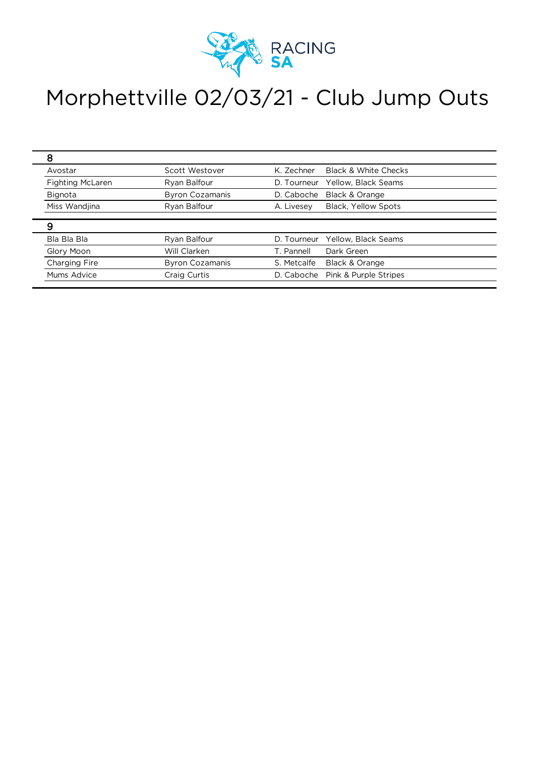# Morphettville 02/03/21 - Club Jump Outs

| | | | |
|---|---|---|---|
| **8** | | | |
| Avostar | Scott Westover | K. Zechner | Black & White Checks |
| Fighting McLaren | Ryan Balfour | D. Tourneur | Yellow, Black Seams |
| Bignota | Byron Cozamanis | D. Caboche | Black & Orange |
| Miss Wandjina | Ryan Balfour | A. Livesey | Black, Yellow Spots |

| | | | |
|---|---|---|---|
| **9** | | | |
| Bla Bla Bla | Ryan Balfour | D. Tourneur | Yellow, Black Seams |
| Glory Moon | Will Clarken | T. Pannell | Dark Green |
| Charging Fire | Byron Cozamanis | S. Metcalfe | Black & Orange |
| Mums Advice | Craig Curtis | D. Caboche | Pink & Purple Stripes |